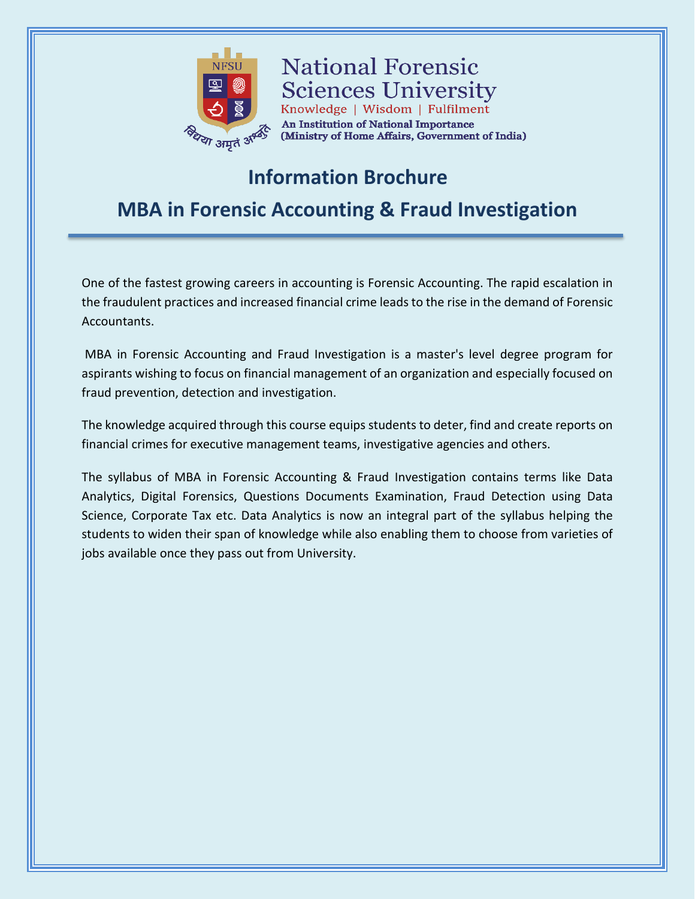National Forensic Sciences University

Knowledge | Wisdom | Fulfilment

An Institution of National Importance
(Ministry of Home Affairs, Government of India)

विद्या अमृतं अश्नुते

# Information Brochure

# MBA in Forensic Accounting & Fraud Investigation

One of the fastest growing careers in accounting is Forensic Accounting. The rapid escalation in the fraudulent practices and increased financial crime leads to the rise in the demand of Forensic Accountants.

MBA in Forensic Accounting and Fraud Investigation is a master's level degree program for aspirants wishing to focus on financial management of an organization and especially focused on fraud prevention, detection and investigation.

The knowledge acquired through this course equips students to deter, find and create reports on financial crimes for executive management teams, investigative agencies and others.

The syllabus of MBA in Forensic Accounting & Fraud Investigation contains terms like Data Analytics, Digital Forensics, Questions Documents Examination, Fraud Detection using Data Science, Corporate Tax etc. Data Analytics is now an integral part of the syllabus helping the students to widen their span of knowledge while also enabling them to choose from varieties of jobs available once they pass out from University.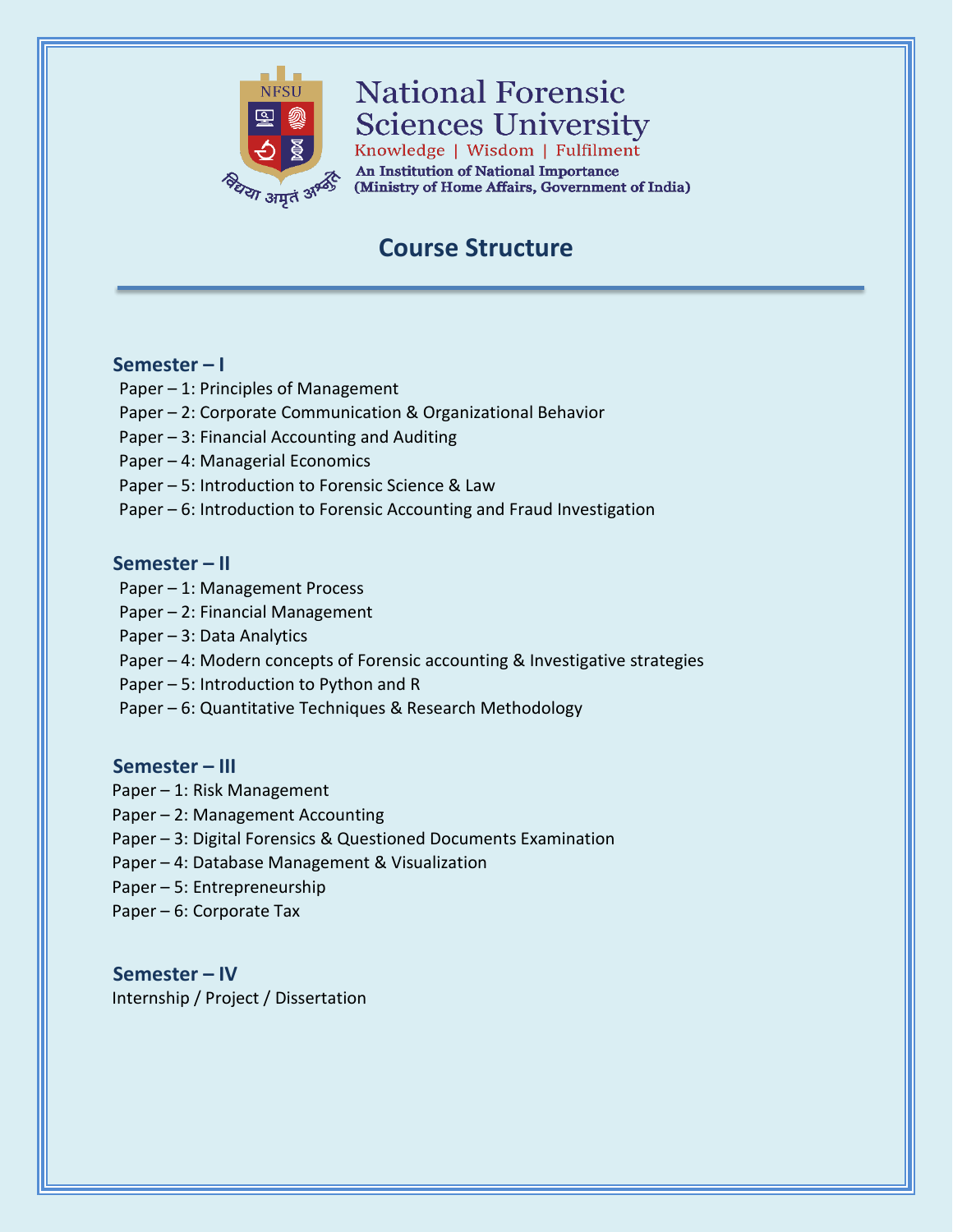National Forensic Sciences University

Knowledge | Wisdom | Fulfilment

An Institution of National Importance
(Ministry of Home Affairs, Government of India)

# Course Structure

## Semester – I

- Paper – 1: Principles of Management
- Paper – 2: Corporate Communication & Organizational Behavior
- Paper – 3: Financial Accounting and Auditing
- Paper – 4: Managerial Economics
- Paper – 5: Introduction to Forensic Science & Law
- Paper – 6: Introduction to Forensic Accounting and Fraud Investigation

## Semester – II

- Paper – 1: Management Process
- Paper – 2: Financial Management
- Paper – 3: Data Analytics
- Paper – 4: Modern concepts of Forensic accounting & Investigative strategies
- Paper – 5: Introduction to Python and R
- Paper – 6: Quantitative Techniques & Research Methodology

## Semester – III

- Paper – 1: Risk Management
- Paper – 2: Management Accounting
- Paper – 3: Digital Forensics & Questioned Documents Examination
- Paper – 4: Database Management & Visualization
- Paper – 5: Entrepreneurship
- Paper – 6: Corporate Tax

## Semester – IV

Internship / Project / Dissertation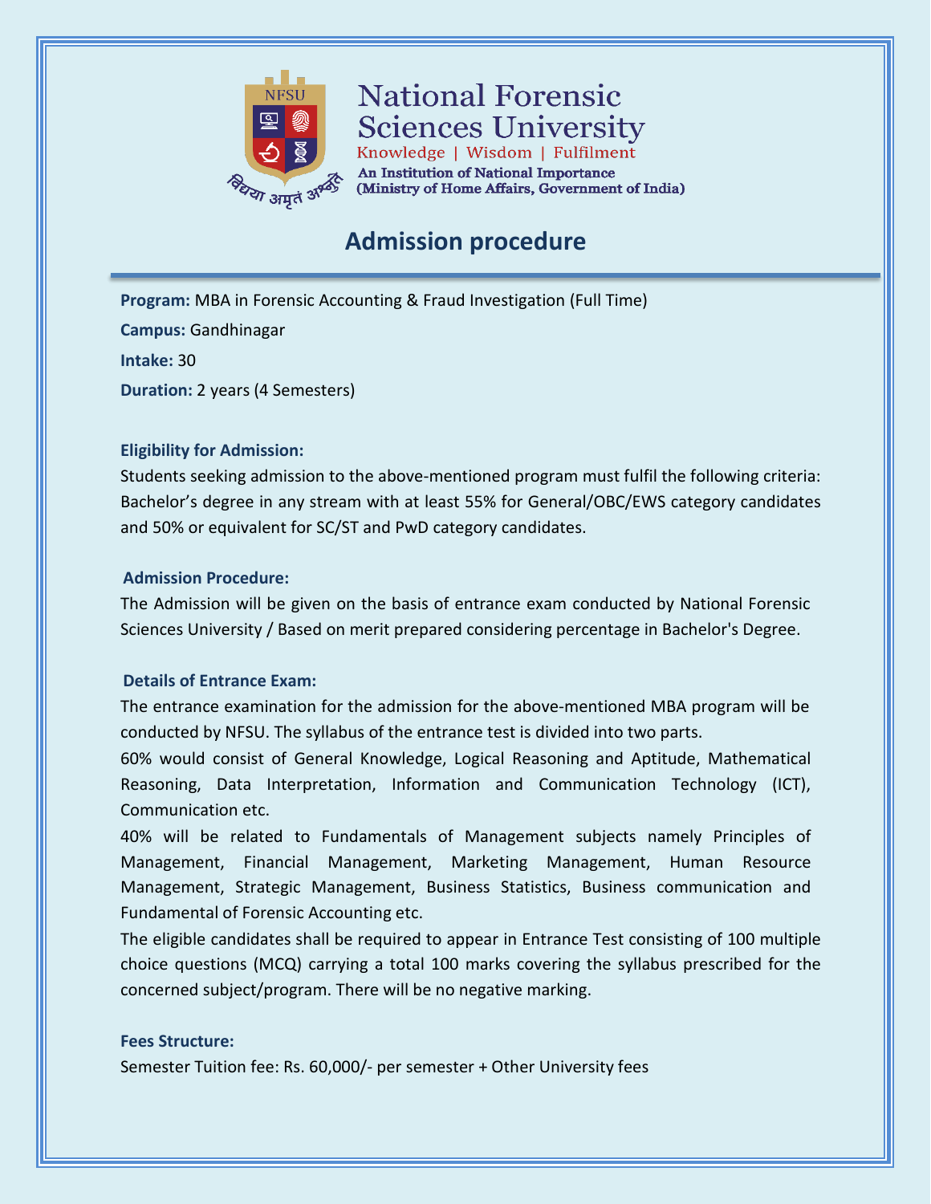# National Forensic Sciences University

Knowledge | Wisdom | Fulfilment

An Institution of National Importance
(Ministry of Home Affairs, Government of India)

## Admission procedure

**Program:** MBA in Forensic Accounting & Fraud Investigation (Full Time)

**Campus:** Gandhinagar

**Intake:** 30

**Duration:** 2 years (4 Semesters)

### Eligibility for Admission:

Students seeking admission to the above-mentioned program must fulfil the following criteria: Bachelor’s degree in any stream with at least 55% for General/OBC/EWS category candidates and 50% or equivalent for SC/ST and PwD category candidates.

### Admission Procedure:

The Admission will be given on the basis of entrance exam conducted by National Forensic Sciences University / Based on merit prepared considering percentage in Bachelor's Degree.

### Details of Entrance Exam:

The entrance examination for the admission for the above-mentioned MBA program will be conducted by NFSU. The syllabus of the entrance test is divided into two parts.

60% would consist of General Knowledge, Logical Reasoning and Aptitude, Mathematical Reasoning, Data Interpretation, Information and Communication Technology (ICT), Communication etc.

40% will be related to Fundamentals of Management subjects namely Principles of Management, Financial Management, Marketing Management, Human Resource Management, Strategic Management, Business Statistics, Business communication and Fundamental of Forensic Accounting etc.

The eligible candidates shall be required to appear in Entrance Test consisting of 100 multiple choice questions (MCQ) carrying a total 100 marks covering the syllabus prescribed for the concerned subject/program. There will be no negative marking.

### Fees Structure:

Semester Tuition fee: Rs. 60,000/- per semester + Other University fees